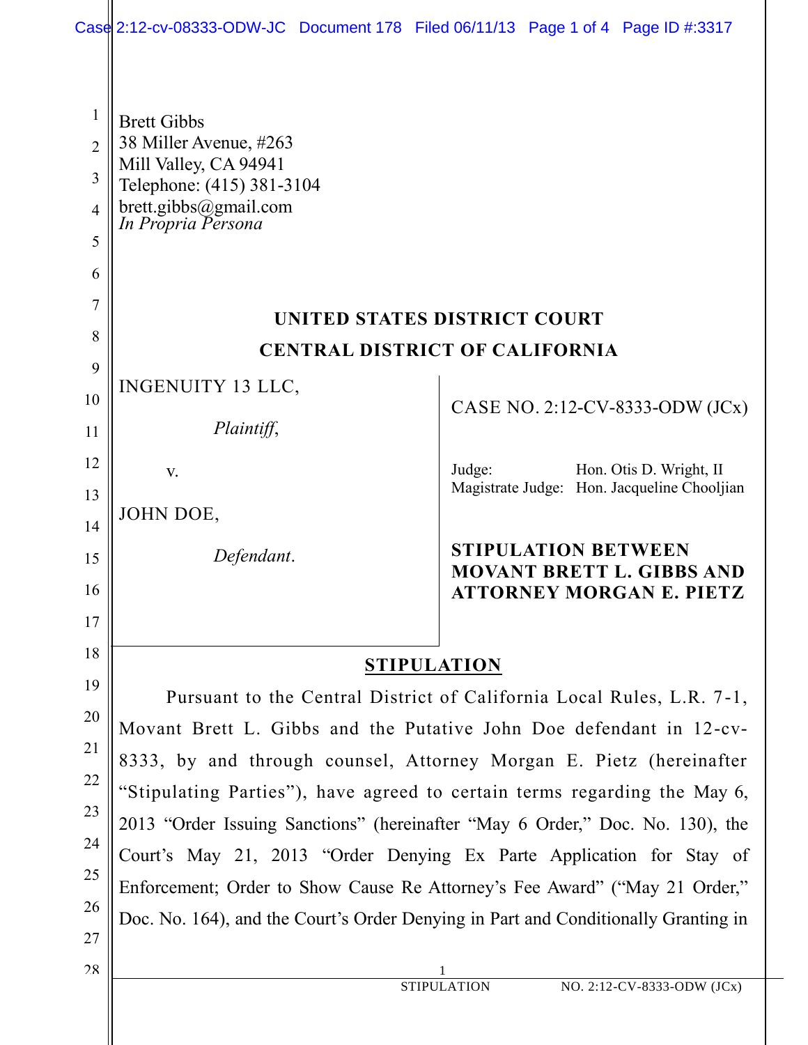Brett Gibbs
38 Miller Avenue, #263
Mill Valley, CA 94941
Telephone: (415) 381-3104
brett.gibbs@gmail.com
*In Propria Persona*

**UNITED STATES DISTRICT COURT**
**CENTRAL DISTRICT OF CALIFORNIA**

INGENUITY 13 LLC,

*Plaintiff*,

v.

JOHN DOE,

*Defendant*.

CASE NO. 2:12-CV-8333-ODW (JCx)

Judge: Hon. Otis D. Wright, II
Magistrate Judge: Hon. Jacqueline Chooljian

**STIPULATION BETWEEN MOVANT BRETT L. GIBBS AND ATTORNEY MORGAN E. PIETZ**

## STIPULATION

Pursuant to the Central District of California Local Rules, L.R. 7-1, Movant Brett L. Gibbs and the Putative John Doe defendant in 12-cv-8333, by and through counsel, Attorney Morgan E. Pietz (hereinafter "Stipulating Parties"), have agreed to certain terms regarding the May 6, 2013 "Order Issuing Sanctions" (hereinafter "May 6 Order," Doc. No. 130), the Court's May 21, 2013 "Order Denying Ex Parte Application for Stay of Enforcement; Order to Show Cause Re Attorney's Fee Award" ("May 21 Order," Doc. No. 164), and the Court's Order Denying in Part and Conditionally Granting in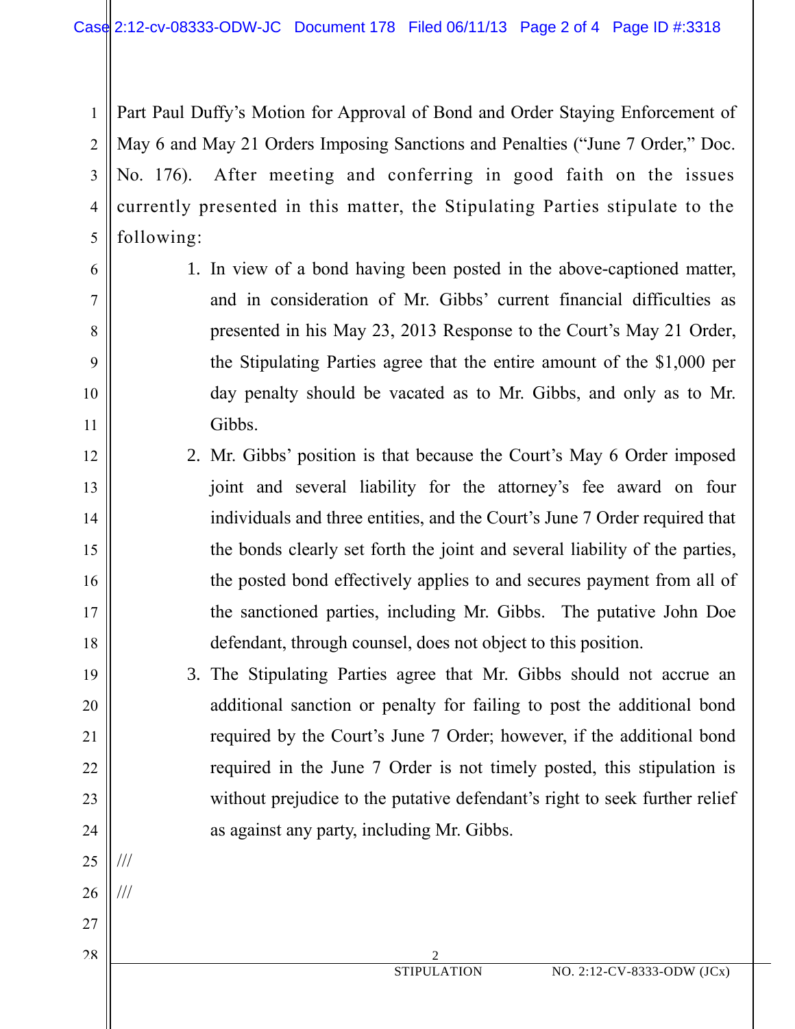Part Paul Duffy's Motion for Approval of Bond and Order Staying Enforcement of May 6 and May 21 Orders Imposing Sanctions and Penalties ("June 7 Order," Doc. No. 176). After meeting and conferring in good faith on the issues currently presented in this matter, the Stipulating Parties stipulate to the following:

1. In view of a bond having been posted in the above-captioned matter, and in consideration of Mr. Gibbs' current financial difficulties as presented in his May 23, 2013 Response to the Court's May 21 Order, the Stipulating Parties agree that the entire amount of the $1,000 per day penalty should be vacated as to Mr. Gibbs, and only as to Mr. Gibbs.
2. Mr. Gibbs' position is that because the Court's May 6 Order imposed joint and several liability for the attorney's fee award on four individuals and three entities, and the Court's June 7 Order required that the bonds clearly set forth the joint and several liability of the parties, the posted bond effectively applies to and secures payment from all of the sanctioned parties, including Mr. Gibbs. The putative John Doe defendant, through counsel, does not object to this position.
3. The Stipulating Parties agree that Mr. Gibbs should not accrue an additional sanction or penalty for failing to post the additional bond required by the Court's June 7 Order; however, if the additional bond required in the June 7 Order is not timely posted, this stipulation is without prejudice to the putative defendant's right to seek further relief as against any party, including Mr. Gibbs.

///

///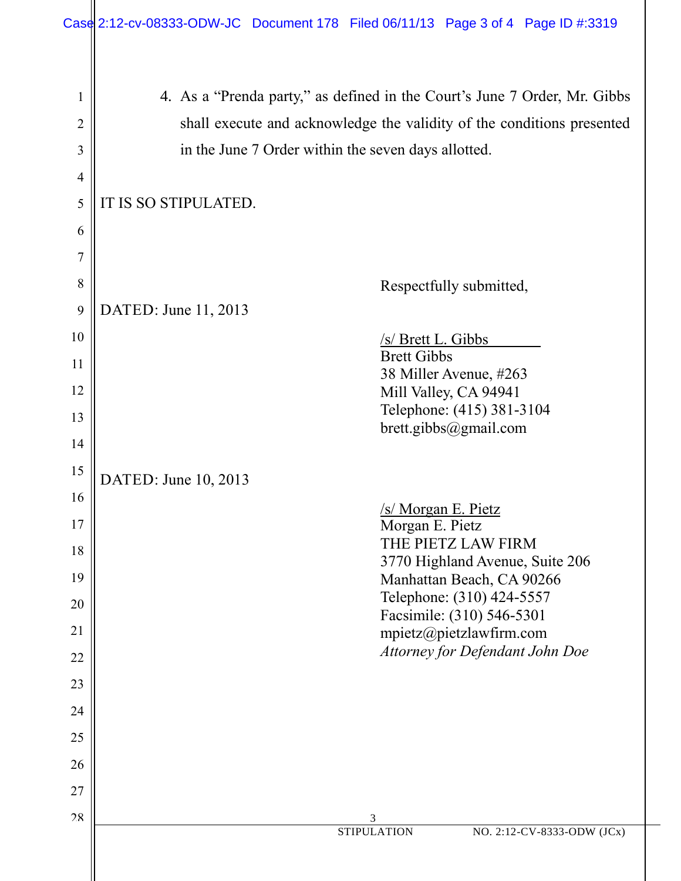4. As a "Prenda party," as defined in the Court's June 7 Order, Mr. Gibbs shall execute and acknowledge the validity of the conditions presented in the June 7 Order within the seven days allotted.

IT IS SO STIPULATED.

Respectfully submitted,

DATED: June 11, 2013

/s/ Brett L. Gibbs
Brett Gibbs
38 Miller Avenue, #263
Mill Valley, CA 94941
Telephone: (415) 381-3104
brett.gibbs@gmail.com

DATED: June 10, 2013

/s/ Morgan E. Pietz
Morgan E. Pietz
THE PIETZ LAW FIRM
3770 Highland Avenue, Suite 206
Manhattan Beach, CA 90266
Telephone: (310) 424-5557
Facsimile: (310) 546-5301
mpietz@pietzlawfirm.com
*Attorney for Defendant John Doe*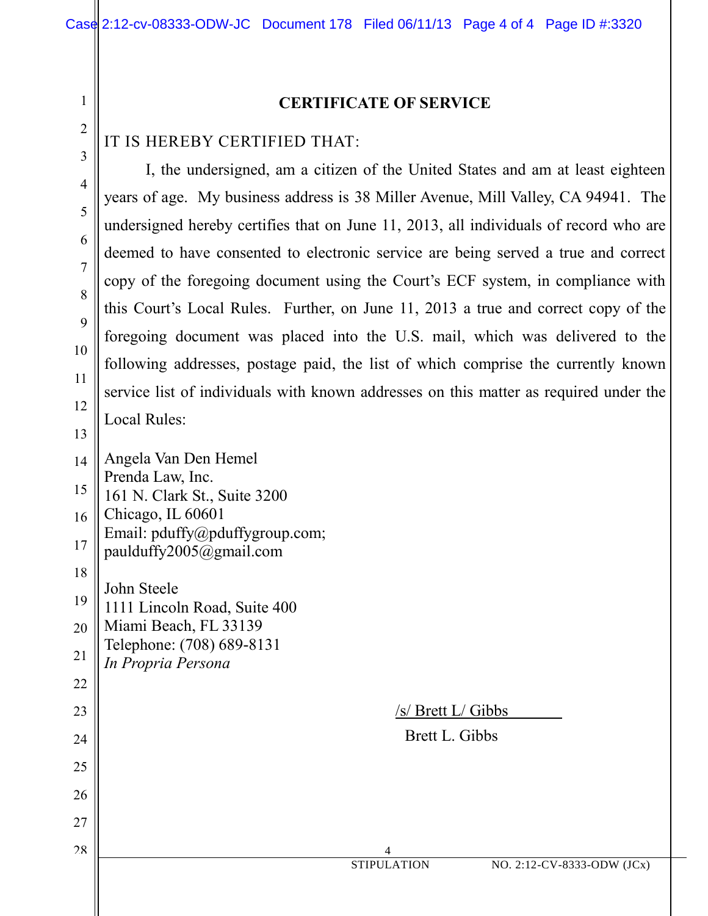# CERTIFICATE OF SERVICE

IT IS HEREBY CERTIFIED THAT:

I, the undersigned, am a citizen of the United States and am at least eighteen years of age. My business address is 38 Miller Avenue, Mill Valley, CA 94941. The undersigned hereby certifies that on June 11, 2013, all individuals of record who are deemed to have consented to electronic service are being served a true and correct copy of the foregoing document using the Court's ECF system, in compliance with this Court's Local Rules. Further, on June 11, 2013 a true and correct copy of the foregoing document was placed into the U.S. mail, which was delivered to the following addresses, postage paid, the list of which comprise the currently known service list of individuals with known addresses on this matter as required under the Local Rules:

Angela Van Den Hemel
Prenda Law, Inc.
161 N. Clark St., Suite 3200
Chicago, IL 60601
Email: pduffy@pduffygroup.com;
paulduffy2005@gmail.com

John Steele
1111 Lincoln Road, Suite 400
Miami Beach, FL 33139
Telephone: (708) 689-8131
*In Propria Persona*

/s/ Brett L/ Gibbs
Brett L. Gibbs

STIPULATION NO. 2:12-CV-8333-ODW (JCx)